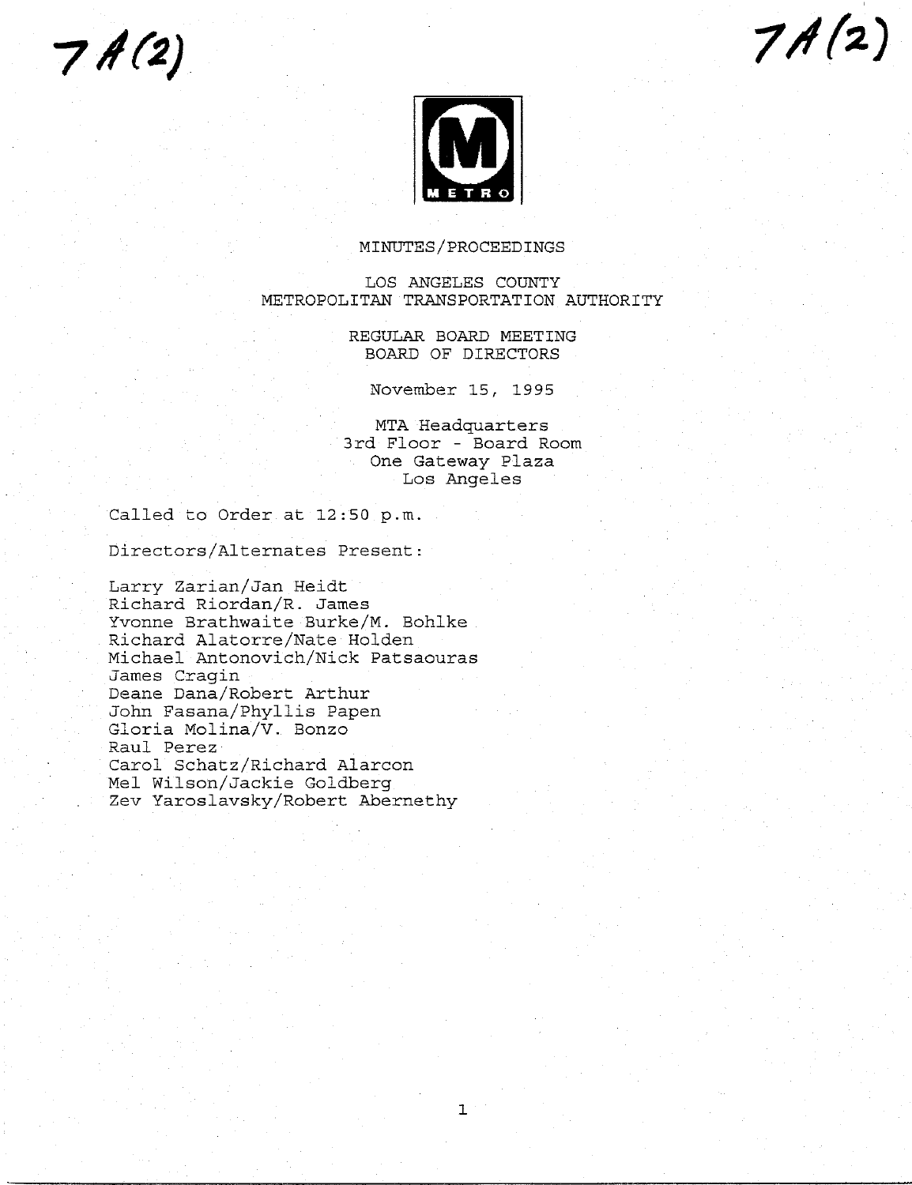7A(2)

7A(2)

METRO

# MINUTES/PROCEEDINGS

## LOS ANGELES COUNTY METROPOLITAN TRANSPORTATION AUTHORITY

## REGULAR BOARD MEETING BOARD OF DIRECTORS

November 15, 1995

MTA Headquarters
3rd Floor - Board Room
One Gateway Plaza
Los Angeles

Called to Order at 12:50 p.m.

Directors/Alternates Present:

Larry Zarian/Jan Heidt
Richard Riordan/R. James
Yvonne Brathwaite Burke/M. Bohlke
Richard Alatorre/Nate Holden
Michael Antonovich/Nick Patsaouras
James Cragin
Deane Dana/Robert Arthur
John Fasana/Phyllis Papen
Gloria Molina/V. Bonzo
Raul Perez
Carol Schatz/Richard Alarcon
Mel Wilson/Jackie Goldberg
Zev Yaroslavsky/Robert Abernethy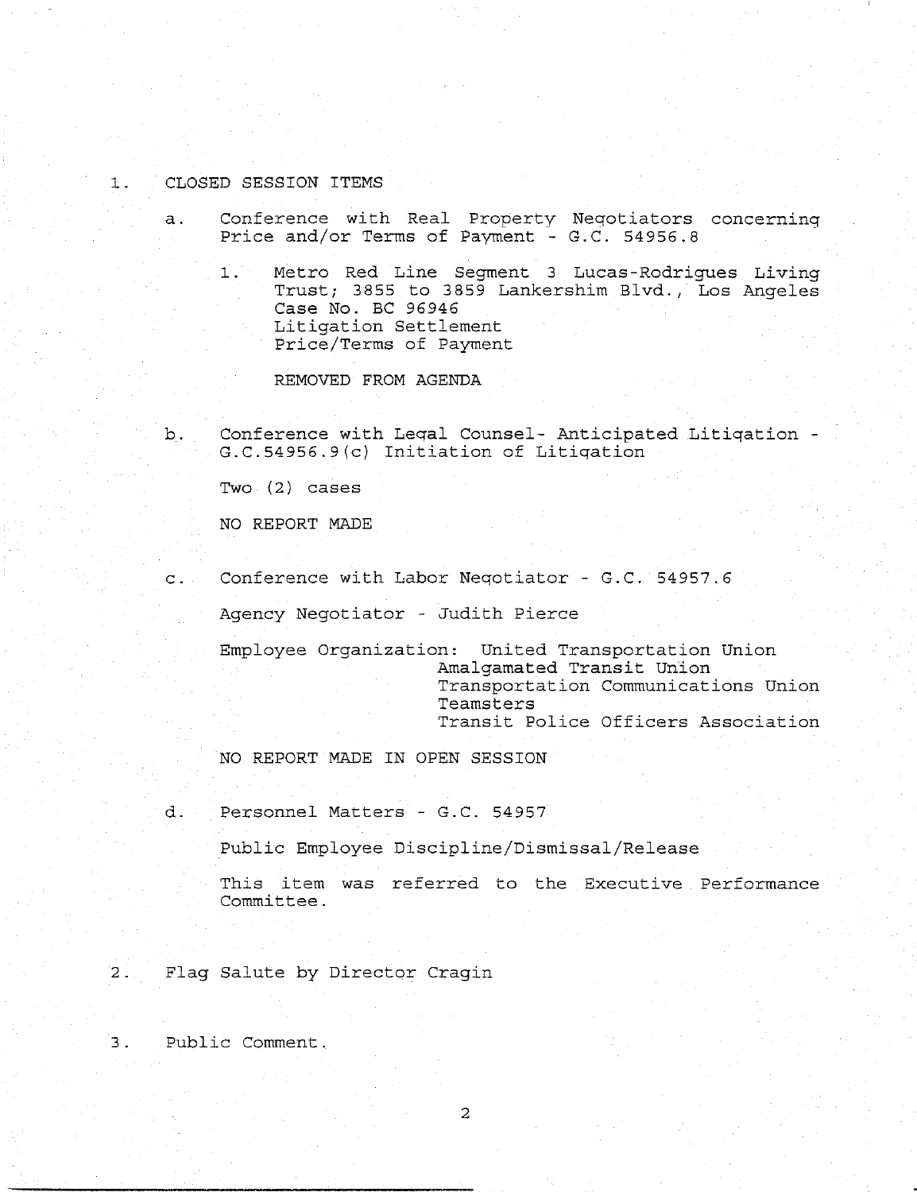1. CLOSED SESSION ITEMS

   a. Conference with Real Property Negotiators concerning Price and/or Terms of Payment - G.C. 54956.8

      1. Metro Red Line Segment 3 Lucas-Rodrigues Living Trust; 3855 to 3859 Lankershim Blvd., Los Angeles
         Case No. BC 96946
         Litigation Settlement
         Price/Terms of Payment

         REMOVED FROM AGENDA

   b. Conference with Legal Counsel- Anticipated Litigation - G.C.54956.9(c) Initiation of Litigation

      Two (2) cases

      NO REPORT MADE

   c. Conference with Labor Negotiator - G.C. 54957.6

      Agency Negotiator - Judith Pierce

      Employee Organization: United Transportation Union
      Amalgamated Transit Union
      Transportation Communications Union
      Teamsters
      Transit Police Officers Association

      NO REPORT MADE IN OPEN SESSION

   d. Personnel Matters - G.C. 54957

      Public Employee Discipline/Dismissal/Release

      This item was referred to the Executive Performance Committee.

2. Flag Salute by Director Cragin

3. Public Comment.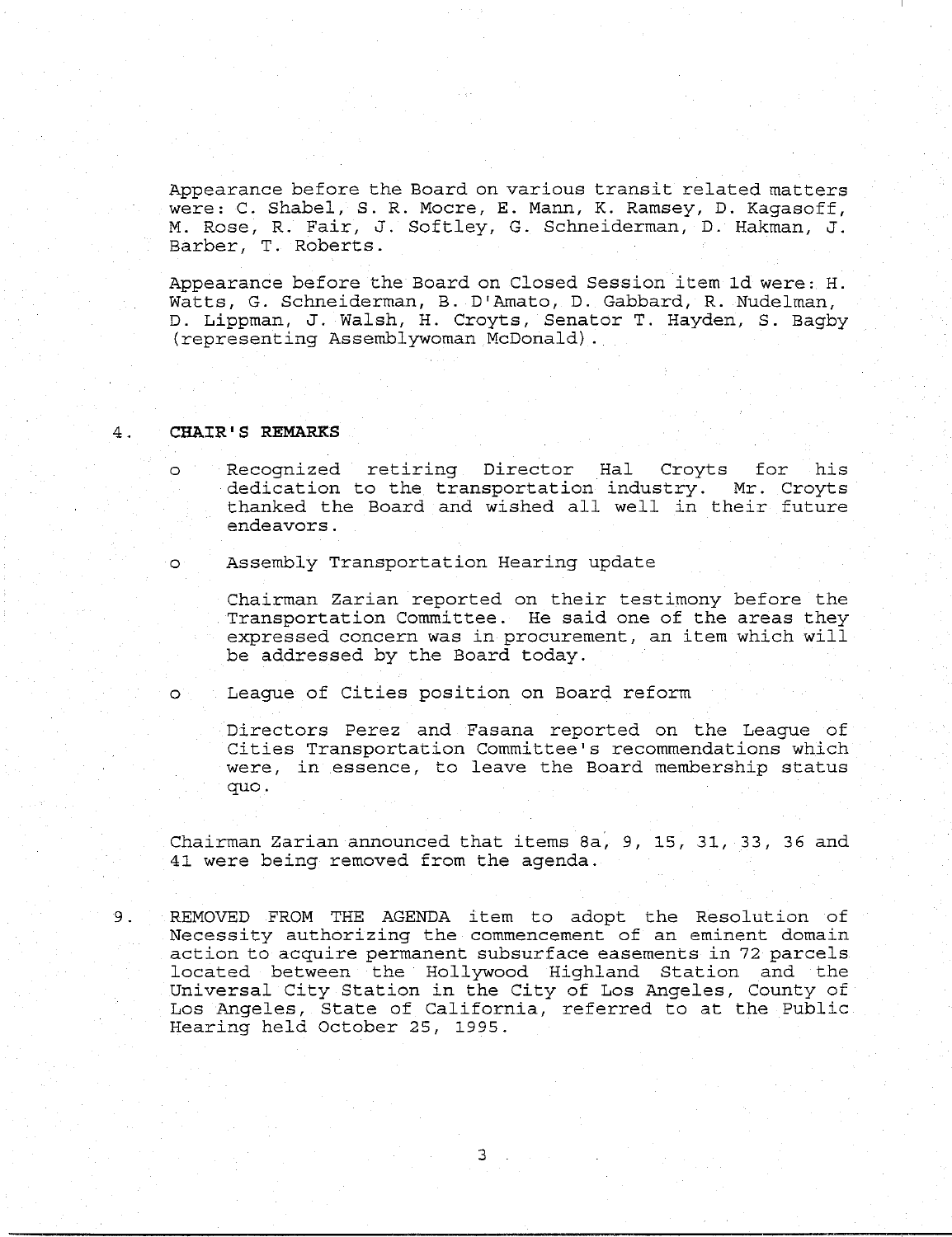Appearance before the Board on various transit related matters were: C. Shabel, S. R. Mocre, E. Mann, K. Ramsey, D. Kagasoff, M. Rose, R. Fair, J. Softley, G. Schneiderman, D. Hakman, J. Barber, T. Roberts.

Appearance before the Board on Closed Session item 1d were: H. Watts, G. Schneiderman, B. D'Amato, D. Gabbard, R. Nudelman, D. Lippman, J. Walsh, H. Croyts, Senator T. Hayden, S. Bagby (representing Assemblywoman McDonald).

4. **CHAIR'S REMARKS**

- Recognized retiring Director Hal Croyts for his dedication to the transportation industry. Mr. Croyts thanked the Board and wished all well in their future endeavors.

- Assembly Transportation Hearing update

  Chairman Zarian reported on their testimony before the Transportation Committee. He said one of the areas they expressed concern was in procurement, an item which will be addressed by the Board today.

- League of Cities position on Board reform

  Directors Perez and Fasana reported on the League of Cities Transportation Committee's recommendations which were, in essence, to leave the Board membership status quo.

Chairman Zarian announced that items 8a, 9, 15, 31, 33, 36 and 41 were being removed from the agenda.

9. REMOVED FROM THE AGENDA item to adopt the Resolution of Necessity authorizing the commencement of an eminent domain action to acquire permanent subsurface easements in 72 parcels located between the Hollywood Highland Station and the Universal City Station in the City of Los Angeles, County of Los Angeles, State of California, referred to at the Public Hearing held October 25, 1995.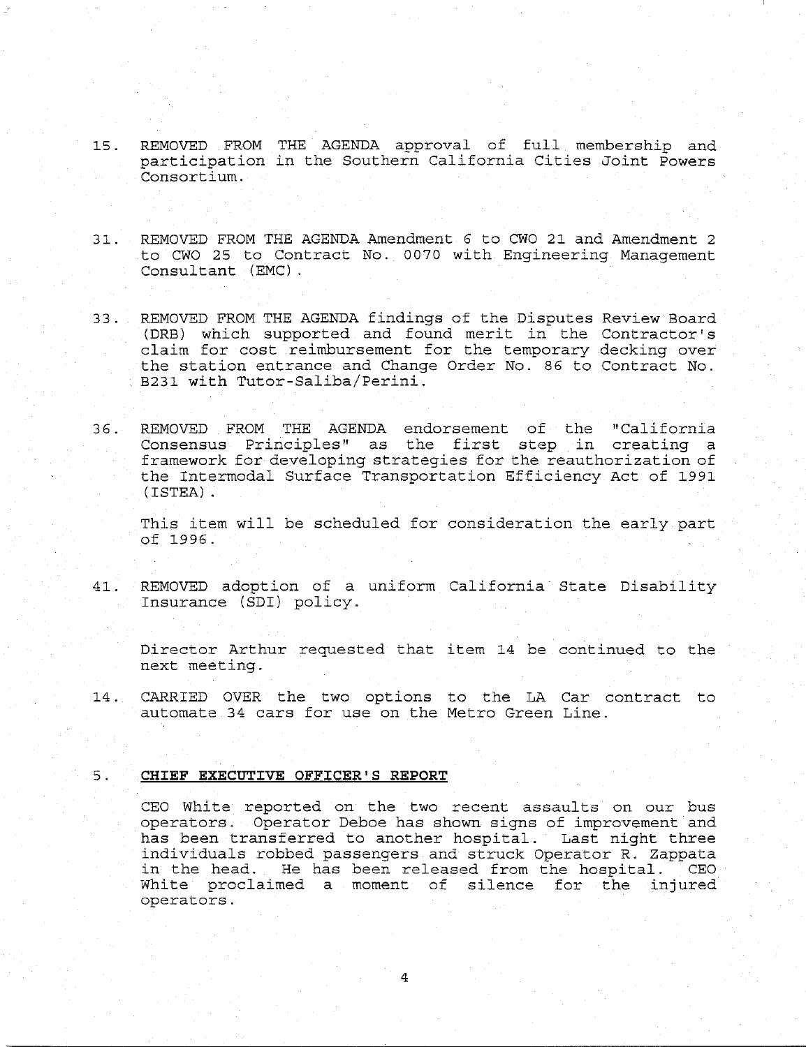15. REMOVED FROM THE AGENDA approval of full membership and participation in the Southern California Cities Joint Powers Consortium.

31. REMOVED FROM THE AGENDA Amendment 6 to CWO 21 and Amendment 2 to CWO 25 to Contract No. 0070 with Engineering Management Consultant (EMC).

33. REMOVED FROM THE AGENDA findings of the Disputes Review Board (DRB) which supported and found merit in the Contractor's claim for cost reimbursement for the temporary decking over the station entrance and Change Order No. 86 to Contract No. B231 with Tutor-Saliba/Perini.

36. REMOVED FROM THE AGENDA endorsement of the "California Consensus Principles" as the first step in creating a framework for developing strategies for the reauthorization of the Intermodal Surface Transportation Efficiency Act of 1991 (ISTEA).

    This item will be scheduled for consideration the early part of 1996.

41. REMOVED adoption of a uniform California State Disability Insurance (SDI) policy.

    Director Arthur requested that item 14 be continued to the next meeting.

14. CARRIED OVER the two options to the LA Car contract to automate 34 cars for use on the Metro Green Line.

5. **CHIEF EXECUTIVE OFFICER'S REPORT**

   CEO White reported on the two recent assaults on our bus operators. Operator Deboe has shown signs of improvement and has been transferred to another hospital. Last night three individuals robbed passengers and struck Operator R. Zappata in the head. He has been released from the hospital. CEO White proclaimed a moment of silence for the injured operators.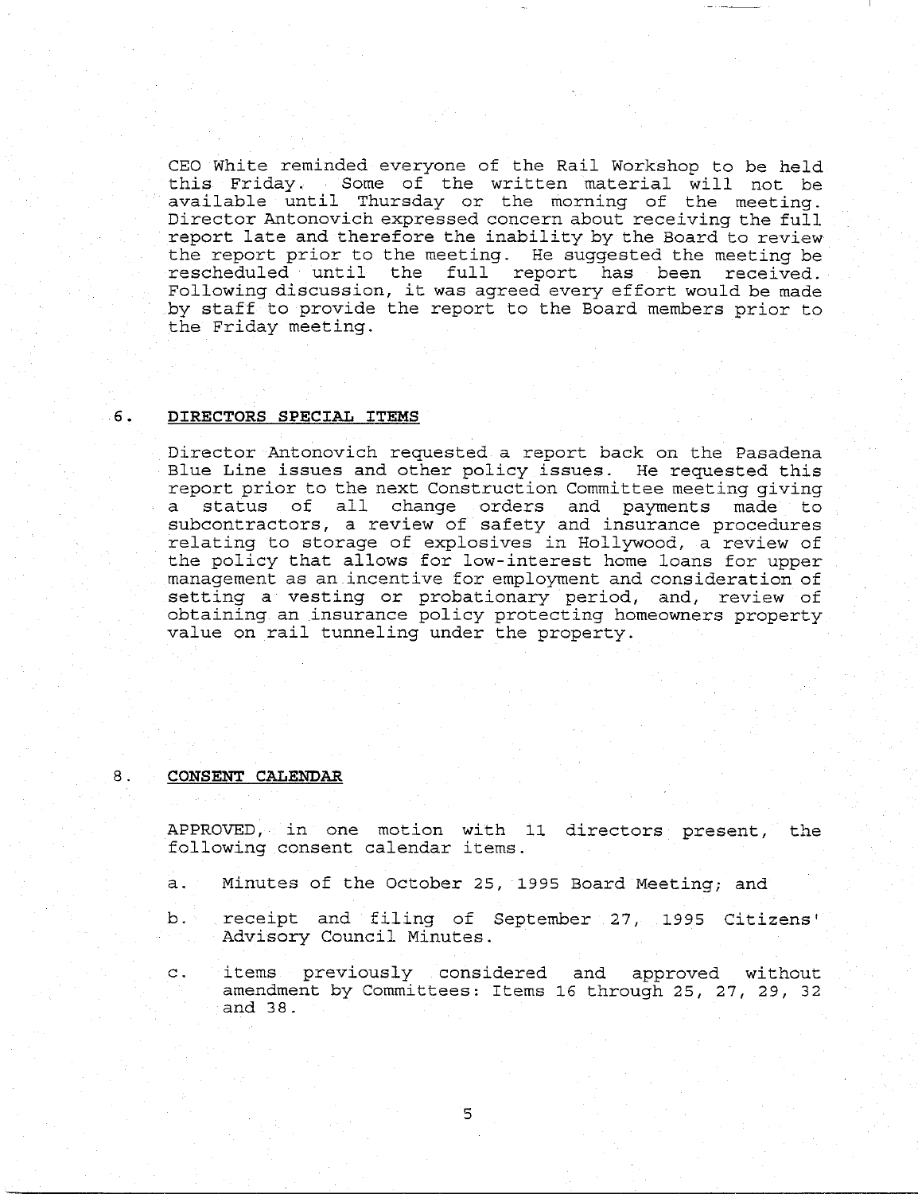CEO White reminded everyone of the Rail Workshop to be held this Friday. Some of the written material will not be available until Thursday or the morning of the meeting. Director Antonovich expressed concern about receiving the full report late and therefore the inability by the Board to review the report prior to the meeting. He suggested the meeting be rescheduled until the full report has been received. Following discussion, it was agreed every effort would be made by staff to provide the report to the Board members prior to the Friday meeting.

## 6. DIRECTORS SPECIAL ITEMS

Director Antonovich requested a report back on the Pasadena Blue Line issues and other policy issues. He requested this report prior to the next Construction Committee meeting giving a status of all change orders and payments made to subcontractors, a review of safety and insurance procedures relating to storage of explosives in Hollywood, a review of the policy that allows for low-interest home loans for upper management as an incentive for employment and consideration of setting a vesting or probationary period, and, review of obtaining an insurance policy protecting homeowners property value on rail tunneling under the property.

## 8. CONSENT CALENDAR

APPROVED, in one motion with 11 directors present, the following consent calendar items.

a. Minutes of the October 25, 1995 Board Meeting; and

b. receipt and filing of September 27, 1995 Citizens' Advisory Council Minutes.

c. items previously considered and approved without amendment by Committees: Items 16 through 25, 27, 29, 32 and 38.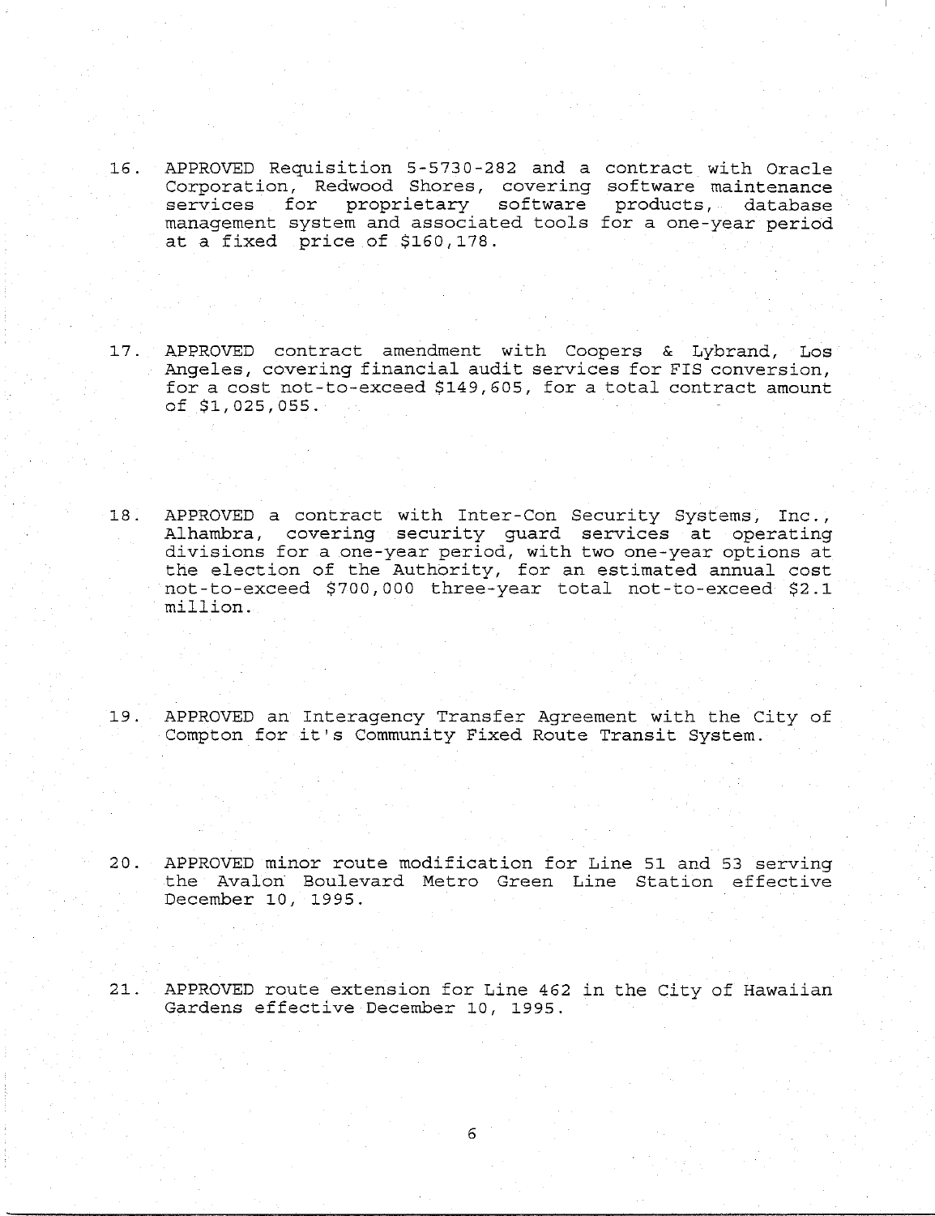16. APPROVED Requisition 5-5730-282 and a contract with Oracle Corporation, Redwood Shores, covering software maintenance services for proprietary software products, database management system and associated tools for a one-year period at a fixed price of $160,178.

17. APPROVED contract amendment with Coopers & Lybrand, Los Angeles, covering financial audit services for FIS conversion, for a cost not-to-exceed $149,605, for a total contract amount of $1,025,055.

18. APPROVED a contract with Inter-Con Security Systems, Inc., Alhambra, covering security guard services at operating divisions for a one-year period, with two one-year options at the election of the Authority, for an estimated annual cost not-to-exceed $700,000 three-year total not-to-exceed $2.1 million.

19. APPROVED an Interagency Transfer Agreement with the City of Compton for it's Community Fixed Route Transit System.

20. APPROVED minor route modification for Line 51 and 53 serving the Avalon Boulevard Metro Green Line Station effective December 10, 1995.

21. APPROVED route extension for Line 462 in the City of Hawaiian Gardens effective December 10, 1995.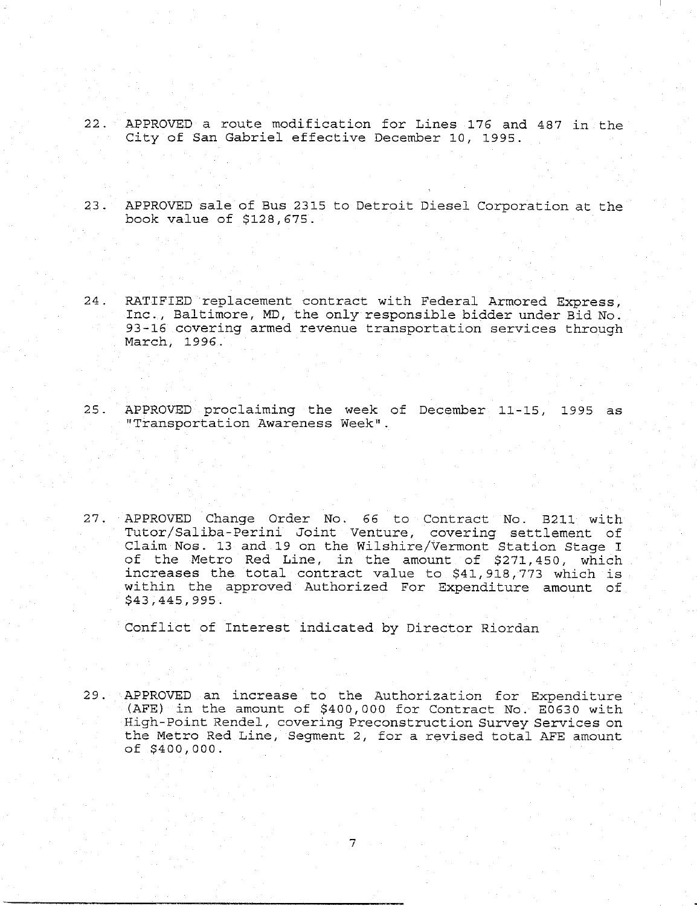22. APPROVED a route modification for Lines 176 and 487 in the City of San Gabriel effective December 10, 1995.

23. APPROVED sale of Bus 2315 to Detroit Diesel Corporation at the book value of $128,675.

24. RATIFIED replacement contract with Federal Armored Express, Inc., Baltimore, MD, the only responsible bidder under Bid No. 93-16 covering armed revenue transportation services through March, 1996.

25. APPROVED proclaiming the week of December 11-15, 1995 as "Transportation Awareness Week".

27. APPROVED Change Order No. 66 to Contract No. B211 with Tutor/Saliba-Perini Joint Venture, covering settlement of Claim Nos. 13 and 19 on the Wilshire/Vermont Station Stage I of the Metro Red Line, in the amount of $271,450, which increases the total contract value to $41,918,773 which is within the approved Authorized For Expenditure amount of $43,445,995.

    Conflict of Interest indicated by Director Riordan

29. APPROVED an increase to the Authorization for Expenditure (AFE) in the amount of $400,000 for Contract No. E0630 with High-Point Rendel, covering Preconstruction Survey Services on the Metro Red Line, Segment 2, for a revised total AFE amount of $400,000.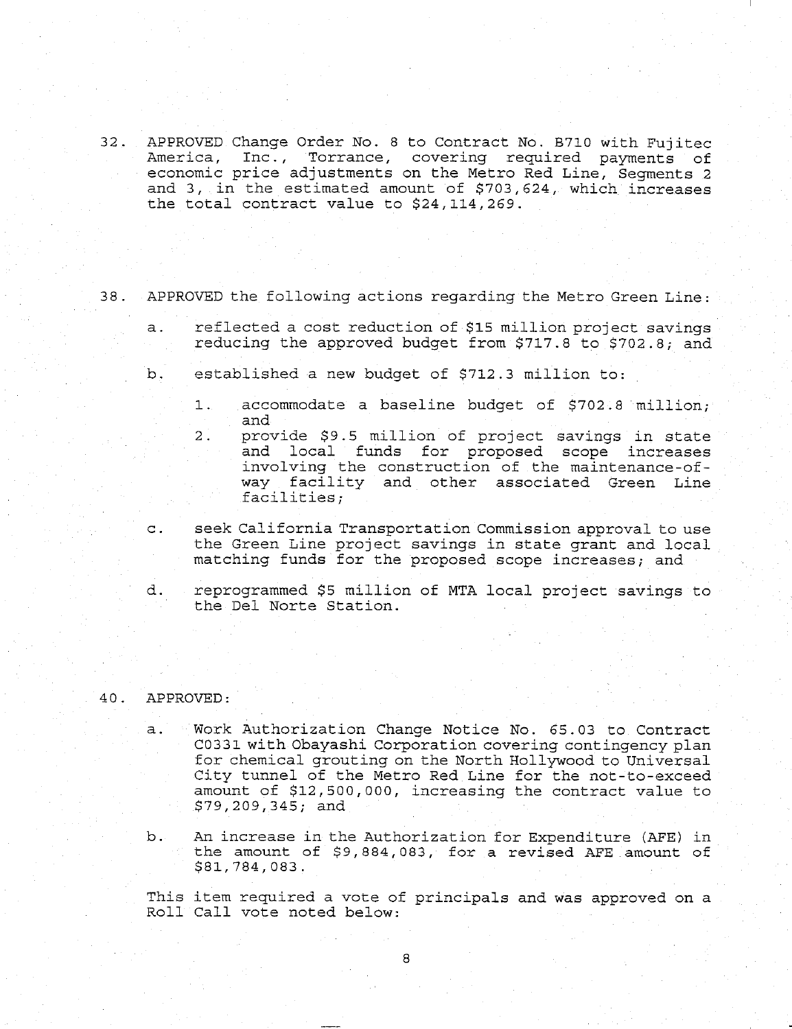32. APPROVED Change Order No. 8 to Contract No. B710 with Fujitec America, Inc., Torrance, covering required payments of economic price adjustments on the Metro Red Line, Segments 2 and 3, in the estimated amount of $703,624, which increases the total contract value to $24,114,269.

38. APPROVED the following actions regarding the Metro Green Line:

    a. reflected a cost reduction of $15 million project savings reducing the approved budget from $717.8 to $702.8; and

    b. established a new budget of $712.3 million to:

        1. accommodate a baseline budget of $702.8 million; and
        2. provide $9.5 million of project savings in state and local funds for proposed scope increases involving the construction of the maintenance-of-way facility and other associated Green Line facilities;

    c. seek California Transportation Commission approval to use the Green Line project savings in state grant and local matching funds for the proposed scope increases; and

    d. reprogrammed $5 million of MTA local project savings to the Del Norte Station.

40. APPROVED:

    a. Work Authorization Change Notice No. 65.03 to Contract C0331 with Obayashi Corporation covering contingency plan for chemical grouting on the North Hollywood to Universal City tunnel of the Metro Red Line for the not-to-exceed amount of $12,500,000, increasing the contract value to $79,209,345; and

    b. An increase in the Authorization for Expenditure (AFE) in the amount of $9,884,083, for a revised AFE amount of $81,784,083.

    This item required a vote of principals and was approved on a Roll Call vote noted below: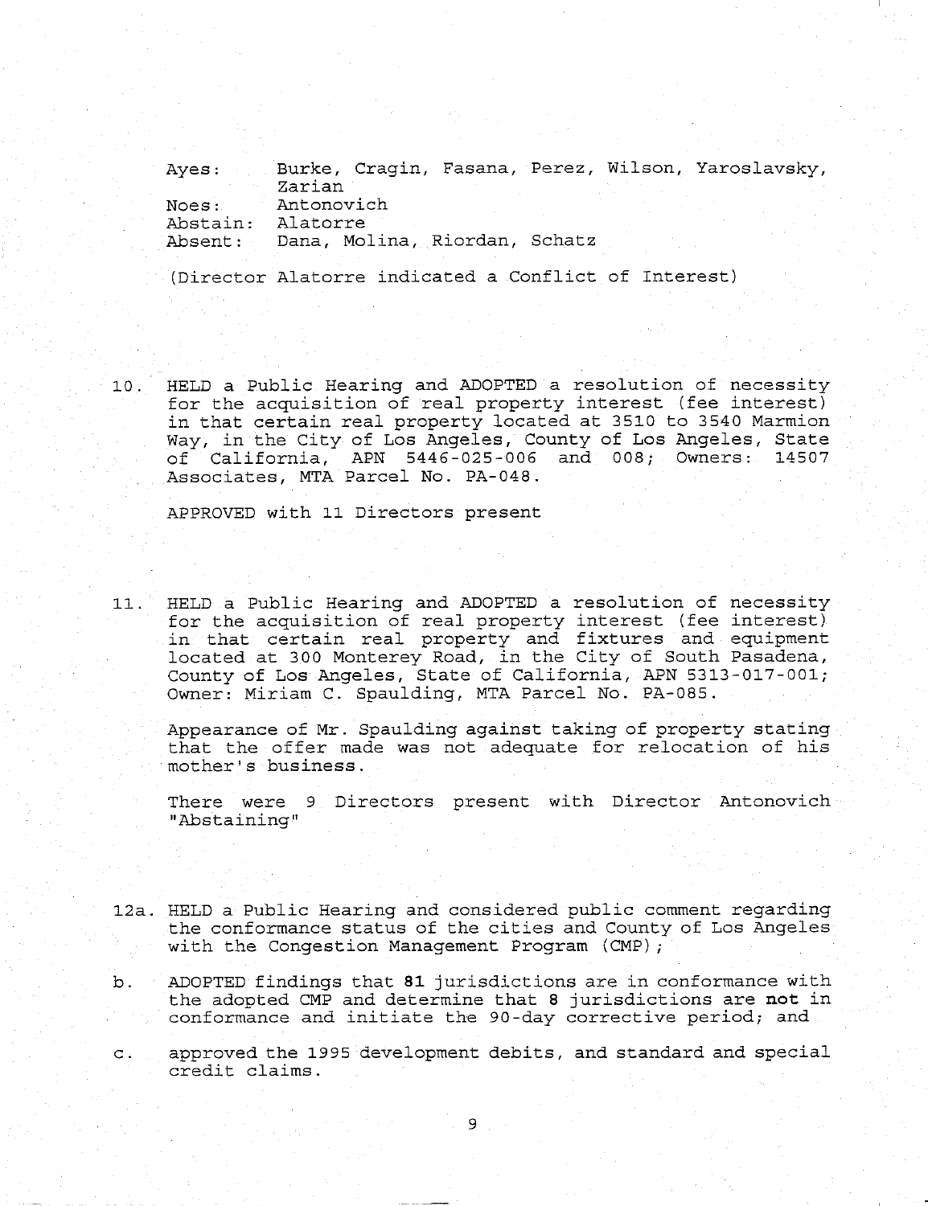| | |
|---|---|
| Ayes: | Burke, Cragin, Fasana, Perez, Wilson, Yaroslavsky, Zarian |
| Noes: | Antonovich |
| Abstain: | Alatorre |
| Absent: | Dana, Molina, Riordan, Schatz |

(Director Alatorre indicated a Conflict of Interest)

10. HELD a Public Hearing and ADOPTED a resolution of necessity for the acquisition of real property interest (fee interest) in that certain real property located at 3510 to 3540 Marmion Way, in the City of Los Angeles, County of Los Angeles, State of California, APN 5446-025-006 and 008; Owners: 14507 Associates, MTA Parcel No. PA-048.

    APPROVED with 11 Directors present

11. HELD a Public Hearing and ADOPTED a resolution of necessity for the acquisition of real property interest (fee interest) in that certain real property and fixtures and equipment located at 300 Monterey Road, in the City of South Pasadena, County of Los Angeles, State of California, APN 5313-017-001; Owner: Miriam C. Spaulding, MTA Parcel No. PA-085.

    Appearance of Mr. Spaulding against taking of property stating that the offer made was not adequate for relocation of his mother's business.

    There were 9 Directors present with Director Antonovich "Abstaining"

12a. HELD a Public Hearing and considered public comment regarding the conformance status of the cities and County of Los Angeles with the Congestion Management Program (CMP);

b. ADOPTED findings that **81** jurisdictions are in conformance with the adopted CMP and determine that **8** jurisdictions are **not** in conformance and initiate the 90-day corrective period; and

c. approved the 1995 development debits, and standard and special credit claims.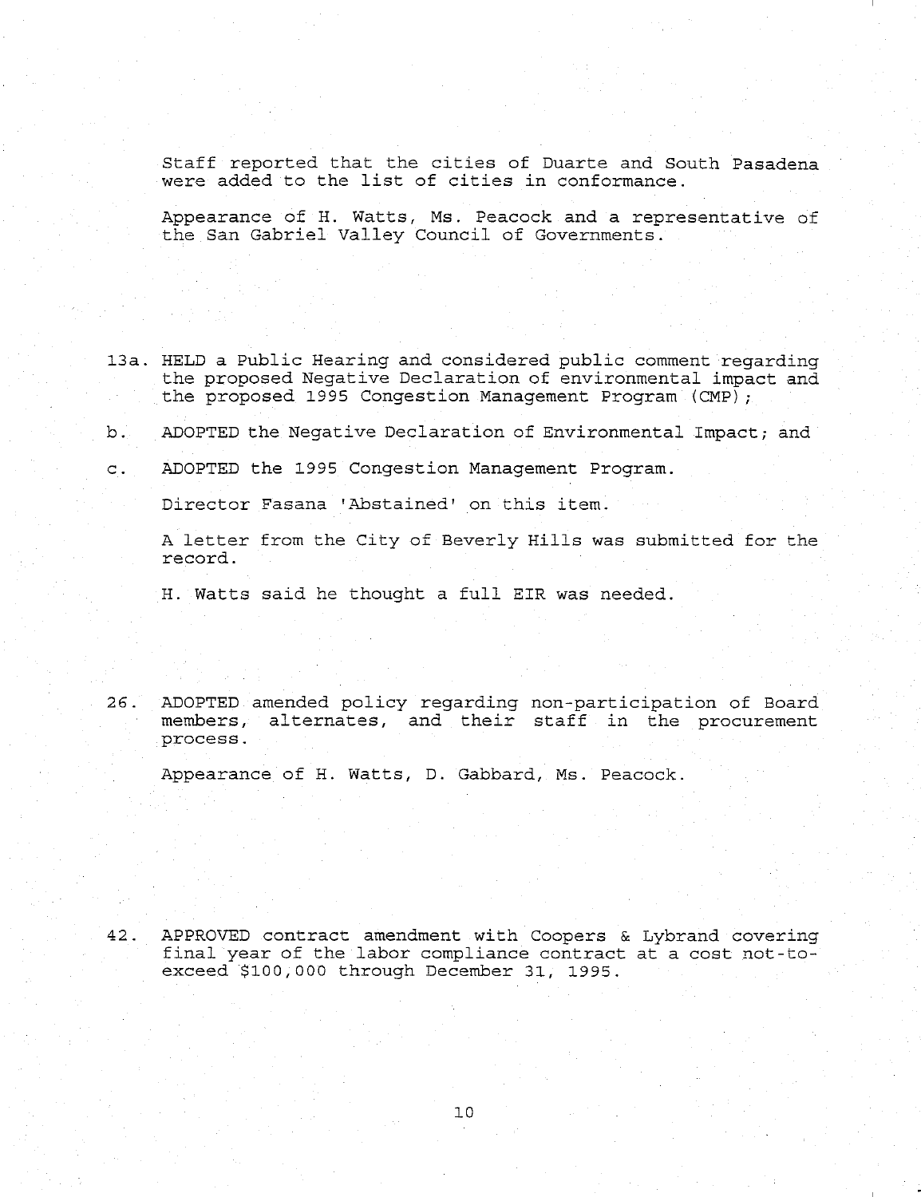Staff reported that the cities of Duarte and South Pasadena were added to the list of cities in conformance.

Appearance of H. Watts, Ms. Peacock and a representative of the San Gabriel Valley Council of Governments.

13a. HELD a Public Hearing and considered public comment regarding the proposed Negative Declaration of environmental impact and the proposed 1995 Congestion Management Program (CMP);

b. ADOPTED the Negative Declaration of Environmental Impact; and

c. ADOPTED the 1995 Congestion Management Program.

Director Fasana 'Abstained' on this item.

A letter from the City of Beverly Hills was submitted for the record.

H. Watts said he thought a full EIR was needed.

26. ADOPTED amended policy regarding non-participation of Board members, alternates, and their staff in the procurement process.

Appearance of H. Watts, D. Gabbard, Ms. Peacock.

42. APPROVED contract amendment with Coopers & Lybrand covering final year of the labor compliance contract at a cost not-to-exceed $100,000 through December 31, 1995.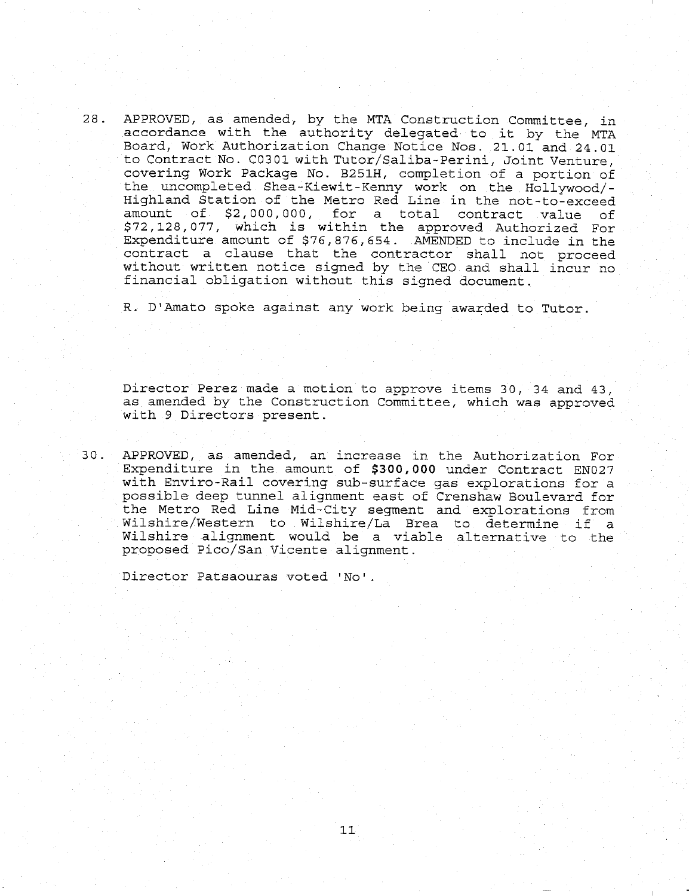28. APPROVED, as amended, by the MTA Construction Committee, in accordance with the authority delegated to it by the MTA Board, Work Authorization Change Notice Nos. 21.01 and 24.01 to Contract No. C0301 with Tutor/Saliba-Perini, Joint Venture, covering Work Package No. B251H, completion of a portion of the uncompleted Shea-Kiewit-Kenny work on the Hollywood/-Highland Station of the Metro Red Line in the not-to-exceed amount of $2,000,000, for a total contract value of $72,128,077, which is within the approved Authorized For Expenditure amount of $76,876,654. AMENDED to include in the contract a clause that the contractor shall not proceed without written notice signed by the CEO and shall incur no financial obligation without this signed document.

    R. D'Amato spoke against any work being awarded to Tutor.

Director Perez made a motion to approve items 30, 34 and 43, as amended by the Construction Committee, which was approved with 9 Directors present.

30. APPROVED, as amended, an increase in the Authorization For Expenditure in the amount of **$300,000** under Contract EN027 with Enviro-Rail covering sub-surface gas explorations for a possible deep tunnel alignment east of Crenshaw Boulevard for the Metro Red Line Mid-City segment and explorations from Wilshire/Western to Wilshire/La Brea to determine if a Wilshire alignment would be a viable alternative to the proposed Pico/San Vicente alignment.

    Director Patsaouras voted 'No'.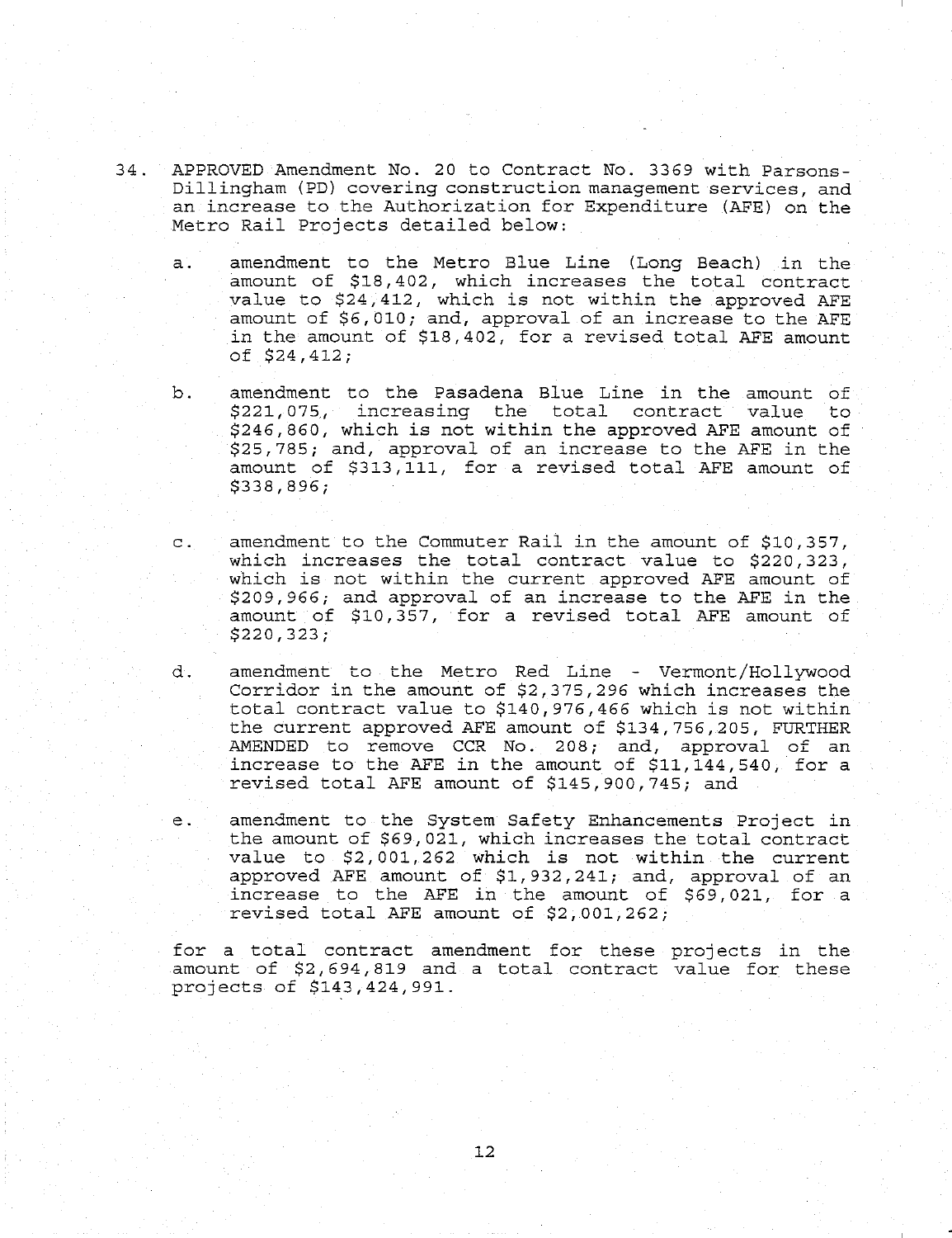34. APPROVED Amendment No. 20 to Contract No. 3369 with Parsons-Dillingham (PD) covering construction management services, and an increase to the Authorization for Expenditure (AFE) on the Metro Rail Projects detailed below:

    a. amendment to the Metro Blue Line (Long Beach) in the amount of $18,402, which increases the total contract value to $24,412, which is not within the approved AFE amount of $6,010; and, approval of an increase to the AFE in the amount of $18,402, for a revised total AFE amount of $24,412;

    b. amendment to the Pasadena Blue Line in the amount of $221,075, increasing the total contract value to $246,860, which is not within the approved AFE amount of $25,785; and, approval of an increase to the AFE in the amount of $313,111, for a revised total AFE amount of $338,896;

    c. amendment to the Commuter Rail in the amount of $10,357, which increases the total contract value to $220,323, which is not within the current approved AFE amount of $209,966; and approval of an increase to the AFE in the amount of $10,357, for a revised total AFE amount of $220,323;

    d. amendment to the Metro Red Line - Vermont/Hollywood Corridor in the amount of $2,375,296 which increases the total contract value to $140,976,466 which is not within the current approved AFE amount of $134,756,205, FURTHER AMENDED to remove CCR No. 208; and, approval of an increase to the AFE in the amount of $11,144,540, for a revised total AFE amount of $145,900,745; and

    e. amendment to the System Safety Enhancements Project in the amount of $69,021, which increases the total contract value to $2,001,262 which is not within the current approved AFE amount of $1,932,241; and, approval of an increase to the AFE in the amount of $69,021, for a revised total AFE amount of $2,001,262;

    for a total contract amendment for these projects in the amount of $2,694,819 and a total contract value for these projects of $143,424,991.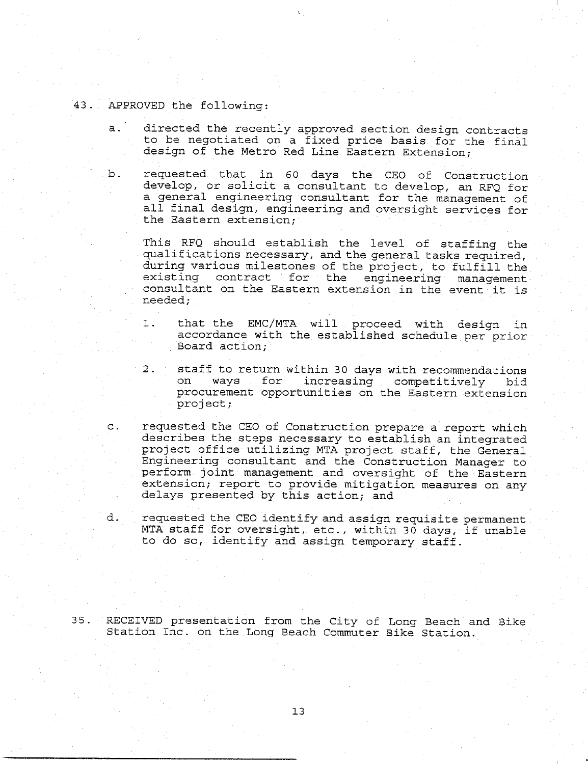43. APPROVED the following:

   a. directed the recently approved section design contracts to be negotiated on a fixed price basis for the final design of the Metro Red Line Eastern Extension;

   b. requested that in 60 days the CEO of Construction develop, or solicit a consultant to develop, an RFQ for a general engineering consultant for the management of all final design, engineering and oversight services for the Eastern extension;

      This RFQ should establish the level of staffing the qualifications necessary, and the general tasks required, during various milestones of the project, to fulfill the existing contract for the engineering management consultant on the Eastern extension in the event it is needed;

      1. that the EMC/MTA will proceed with design in accordance with the established schedule per prior Board action;

      2. staff to return within 30 days with recommendations on ways for increasing competitively bid procurement opportunities on the Eastern extension project;

   c. requested the CEO of Construction prepare a report which describes the steps necessary to establish an integrated project office utilizing MTA project staff, the General Engineering consultant and the Construction Manager to perform joint management and oversight of the Eastern extension; report to provide mitigation measures on any delays presented by this action; and

   d. requested the CEO identify and assign requisite permanent MTA staff for oversight, etc., within 30 days, if unable to do so, identify and assign temporary staff.

35. RECEIVED presentation from the City of Long Beach and Bike Station Inc. on the Long Beach Commuter Bike Station.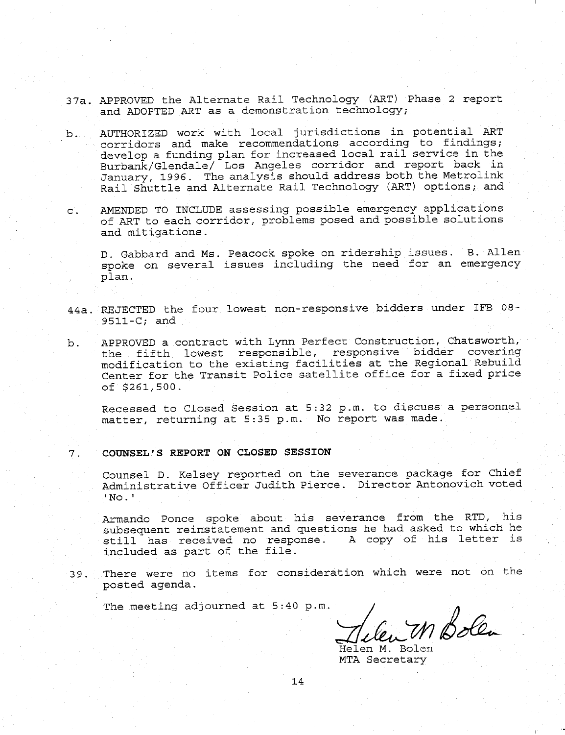37a. APPROVED the Alternate Rail Technology (ART) Phase 2 report and ADOPTED ART as a demonstration technology;

b. AUTHORIZED work with local jurisdictions in potential ART corridors and make recommendations according to findings; develop a funding plan for increased local rail service in the Burbank/Glendale/ Los Angeles corridor and report back in January, 1996. The analysis should address both the Metrolink Rail Shuttle and Alternate Rail Technology (ART) options; and

c. AMENDED TO INCLUDE assessing possible emergency applications of ART to each corridor, problems posed and possible solutions and mitigations.

D. Gabbard and Ms. Peacock spoke on ridership issues. B. Allen spoke on several issues including the need for an emergency plan.

44a. REJECTED the four lowest non-responsive bidders under IFB 08-9511-C; and

b. APPROVED a contract with Lynn Perfect Construction, Chatsworth, the fifth lowest responsible, responsive bidder covering modification to the existing facilities at the Regional Rebuild Center for the Transit Police satellite office for a fixed price of $261,500.

Recessed to Closed Session at 5:32 p.m. to discuss a personnel matter, returning at 5:35 p.m. No report was made.

7. **COUNSEL'S REPORT ON CLOSED SESSION**

Counsel D. Kelsey reported on the severance package for Chief Administrative Officer Judith Pierce. Director Antonovich voted 'No.'

Armando Ponce spoke about his severance from the RTD, his subsequent reinstatement and questions he had asked to which he still has received no response. A copy of his letter is included as part of the file.

39. There were no items for consideration which were not on the posted agenda.

The meeting adjourned at 5:40 p.m.

Helen M. Bolen
MTA Secretary